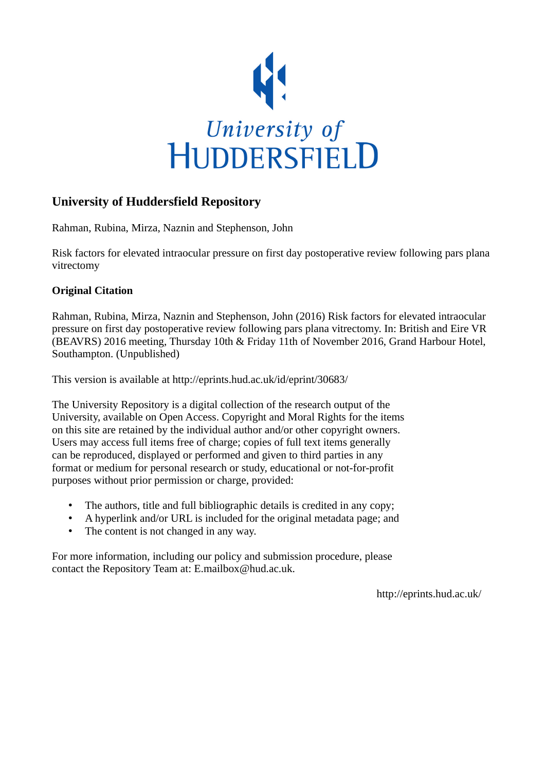University of Huddersfield

# University of Huddersfield Repository

Rahman, Rubina, Mirza, Naznin and Stephenson, John

Risk factors for elevated intraocular pressure on first day postoperative review following pars plana vitrectomy

## Original Citation

Rahman, Rubina, Mirza, Naznin and Stephenson, John (2016) Risk factors for elevated intraocular pressure on first day postoperative review following pars plana vitrectomy. In: British and Eire VR (BEAVRS) 2016 meeting, Thursday 10th & Friday 11th of November 2016, Grand Harbour Hotel, Southampton. (Unpublished)

This version is available at http://eprints.hud.ac.uk/id/eprint/30683/

The University Repository is a digital collection of the research output of the University, available on Open Access. Copyright and Moral Rights for the items on this site are retained by the individual author and/or other copyright owners. Users may access full items free of charge; copies of full text items generally can be reproduced, displayed or performed and given to third parties in any format or medium for personal research or study, educational or not-for-profit purposes without prior permission or charge, provided:

- The authors, title and full bibliographic details is credited in any copy;
- A hyperlink and/or URL is included for the original metadata page; and
- The content is not changed in any way.

For more information, including our policy and submission procedure, please contact the Repository Team at: E.mailbox@hud.ac.uk.

http://eprints.hud.ac.uk/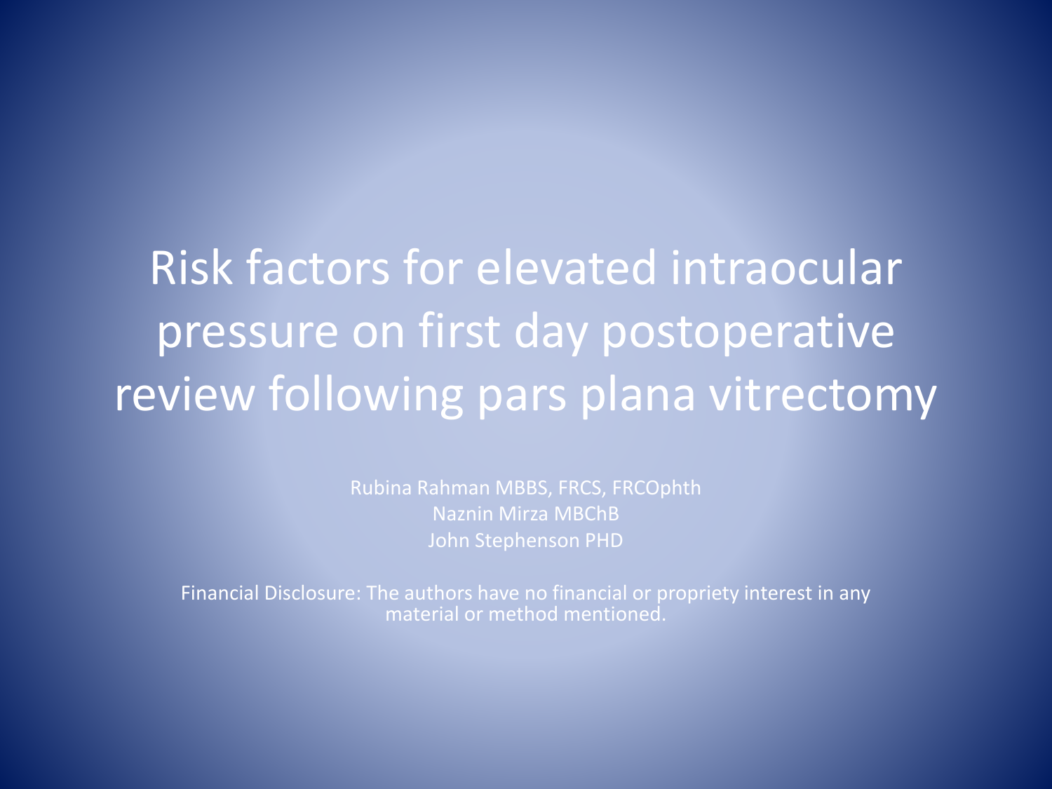# Risk factors for elevated intraocular pressure on first day postoperative review following pars plana vitrectomy

Rubina Rahman MBBS, FRCS, FRCOphth
Naznin Mirza MBChB
John Stephenson PHD

Financial Disclosure: The authors have no financial or propriety interest in any material or method mentioned.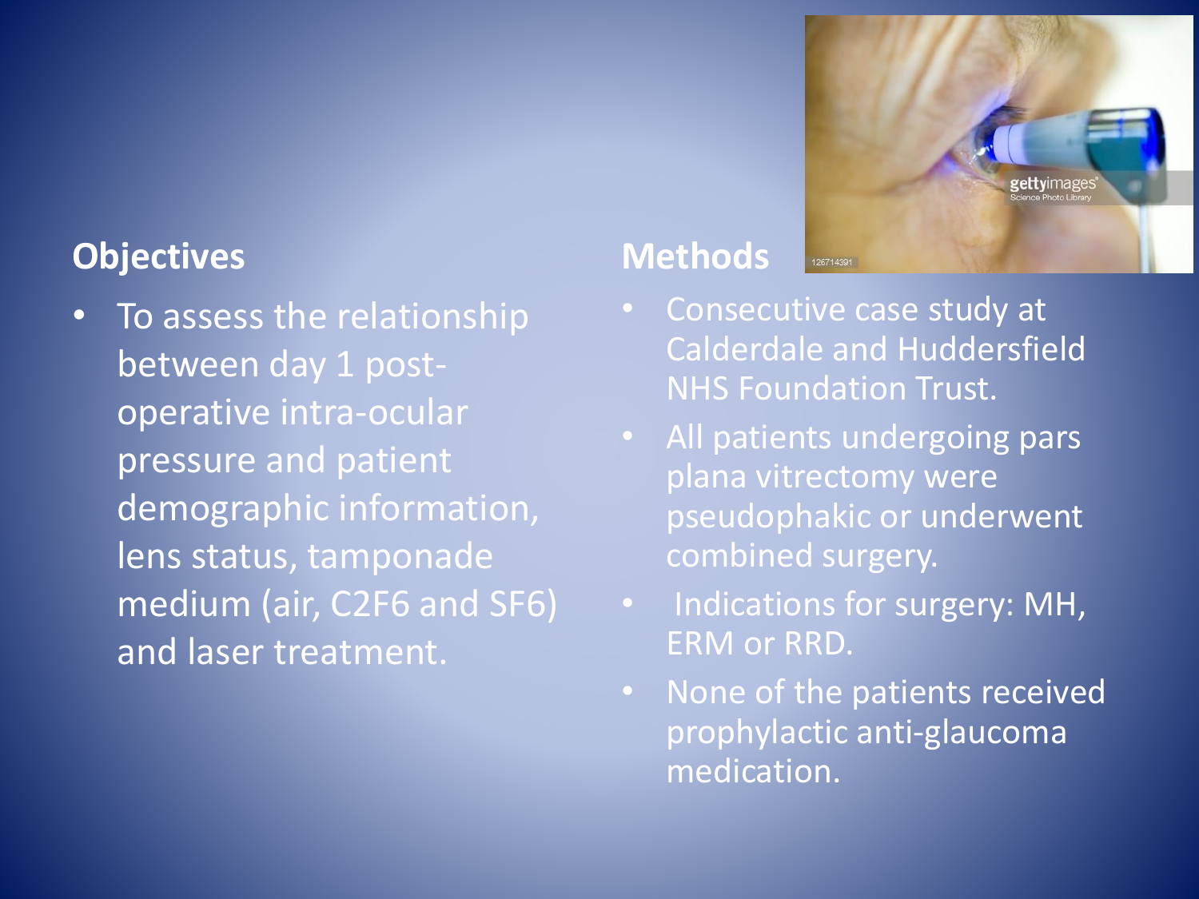## Objectives

- To assess the relationship between day 1 post-operative intra-ocular pressure and patient demographic information, lens status, tamponade medium (air, $C_2F_6$ and $SF_6$) and laser treatment.

## Methods

- Consecutive case study at Calderdale and Huddersfield NHS Foundation Trust.
- All patients undergoing pars plana vitrectomy were pseudophakic or underwent combined surgery.
- Indications for surgery: MH, ERM or RRD.
- None of the patients received prophylactic anti-glaucoma medication.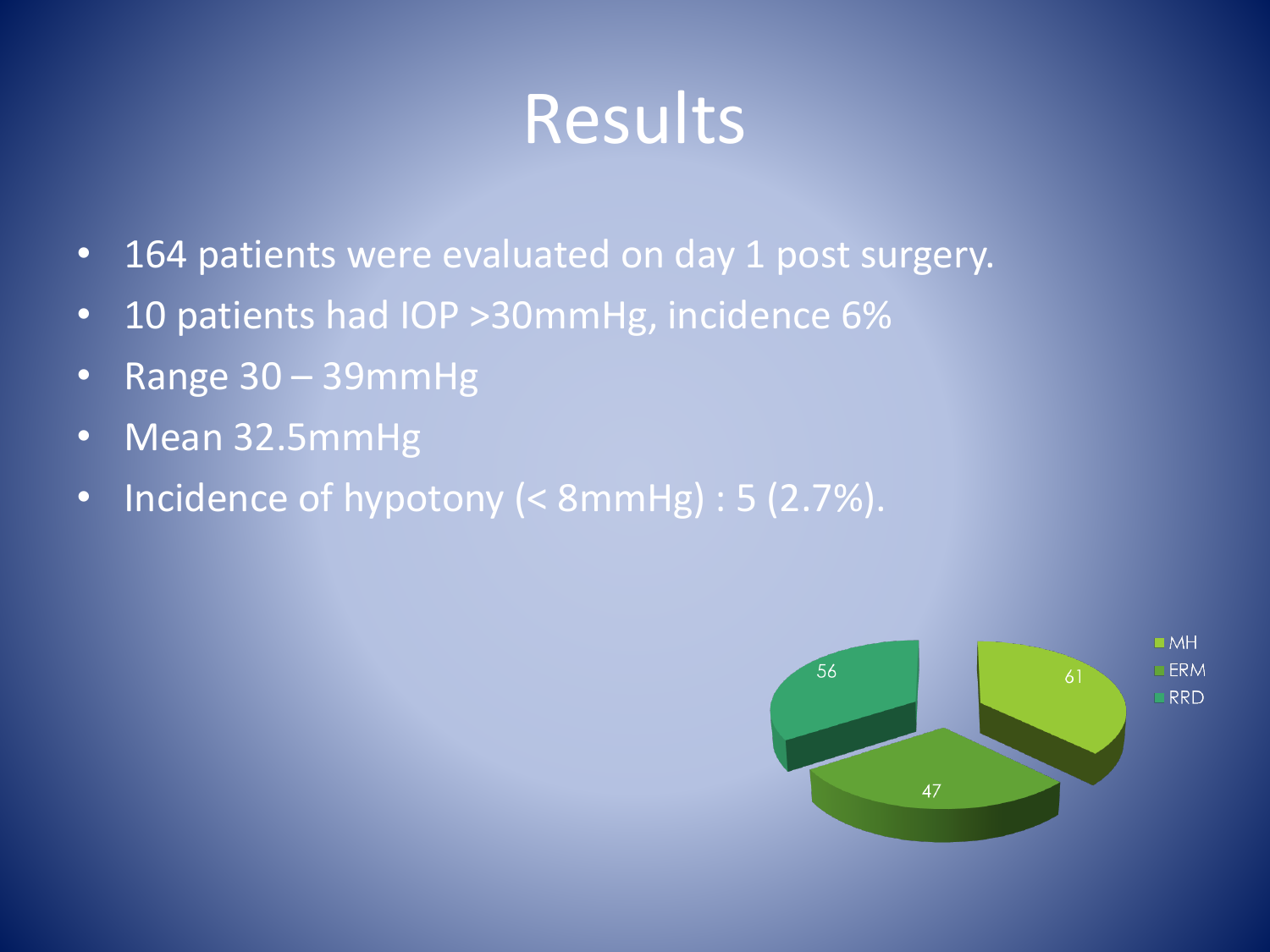# Results

- 164 patients were evaluated on day 1 post surgery.
- 10 patients had IOP >30mmHg, incidence 6%
- Range 30 – 39mmHg
- Mean 32.5mmHg
- Incidence of hypotony (< 8mmHg) : 5 (2.7%).

| Category | Value |
| --- | --- |
| MH | 61 |
| ERM | 47 |
| RRD | 56 |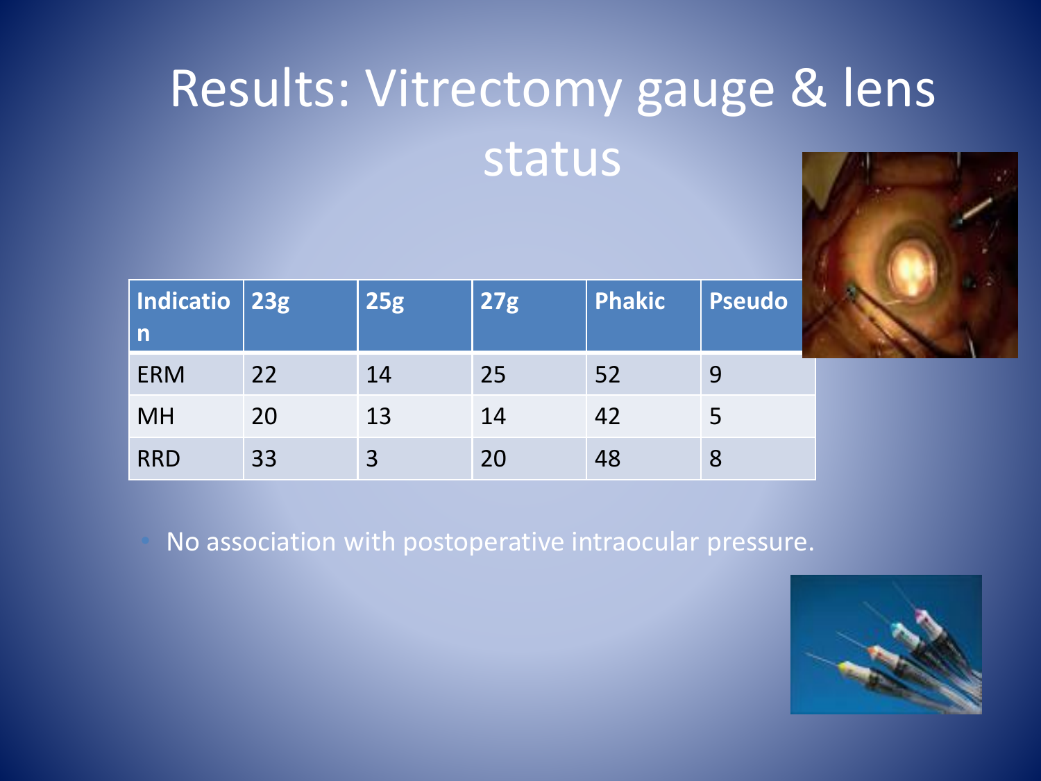# Results: Vitrectomy gauge & lens status

| Indication | 23g | 25g | 27g | Phakic | Pseudo |
|---|---|---|---|---|---|
| ERM | 22 | 14 | 25 | 52 | 9 |
| MH | 20 | 13 | 14 | 42 | 5 |
| RRD | 33 | 3 | 20 | 48 | 8 |

- No association with postoperative intraocular pressure.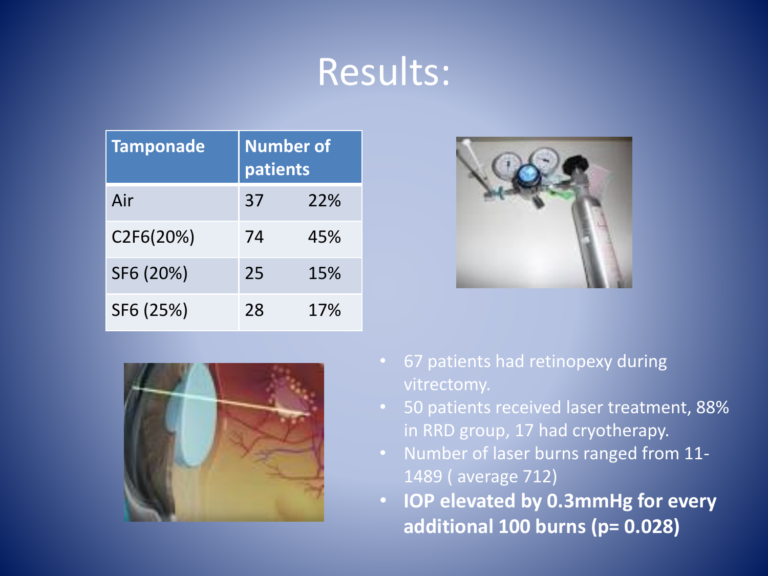# Results:

| Tamponade | Number of patients | |
|---|---|---|
| Air | 37 | 22% |
| C2F6(20%) | 74 | 45% |
| SF6 (20%) | 25 | 15% |
| SF6 (25%) | 28 | 17% |

- 67 patients had retinopexy during vitrectomy.
- 50 patients received laser treatment, 88% in RRD group, 17 had cryotherapy.
- Number of laser burns ranged from 11-1489 ( average 712)
- **IOP elevated by 0.3mmHg for every additional 100 burns (p= 0.028)**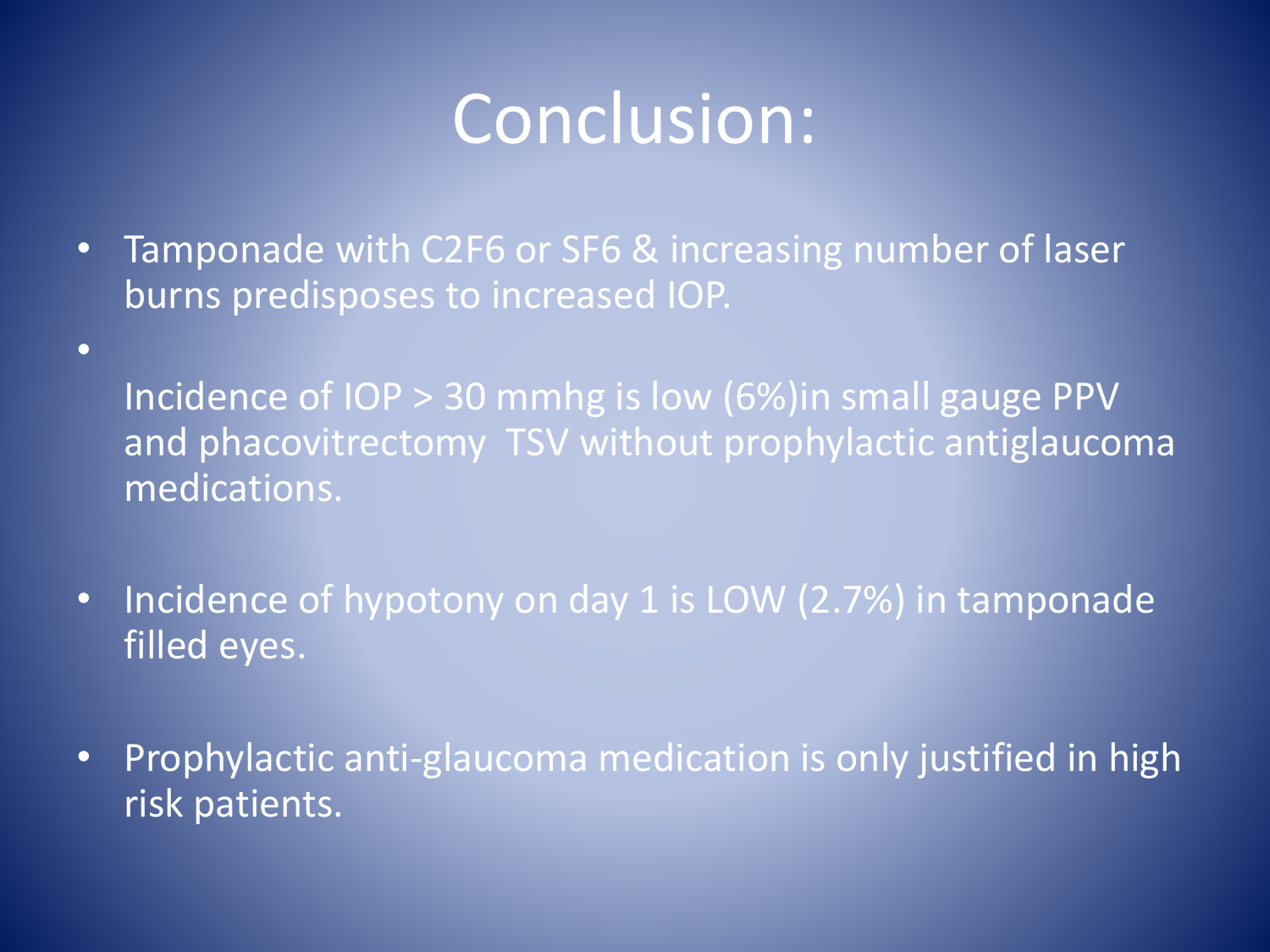# Conclusion:

- Tamponade with $C_2F_6$ or $SF_6$ & increasing number of laser burns predisposes to increased IOP.
- Incidence of IOP > 30 mmhg is low (6%)in small gauge PPV and phacovitrectomy TSV without prophylactic antiglaucoma medications.
- Incidence of hypotony on day 1 is LOW (2.7%) in tamponade filled eyes.
- Prophylactic anti-glaucoma medication is only justified in high risk patients.